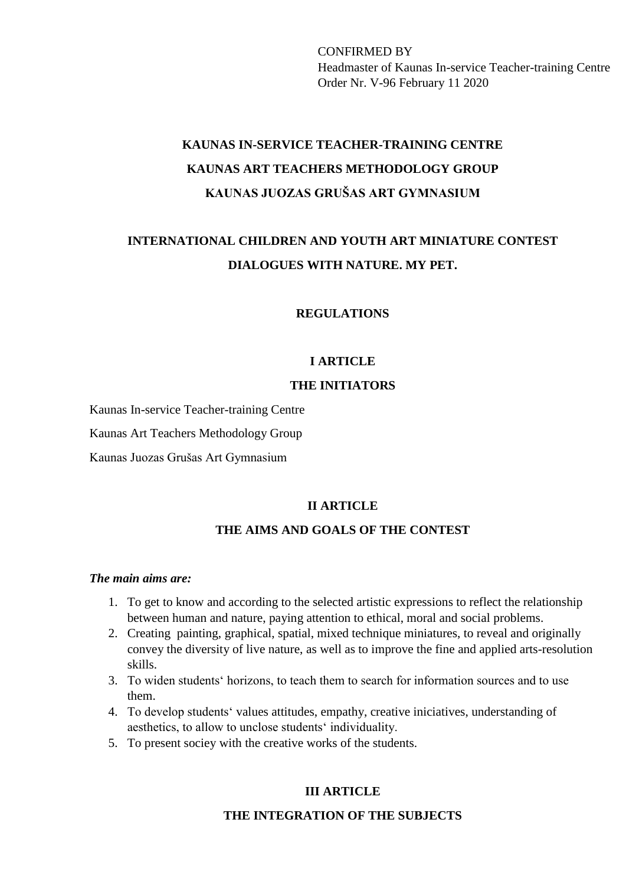CONFIRMED BY
Headmaster of Kaunas In-service Teacher-training Centre
Order Nr. V-96 February 11 2020

**KAUNAS IN-SERVICE TEACHER-TRAINING CENTRE**

**KAUNAS ART TEACHERS METHODOLOGY GROUP**

**KAUNAS JUOZAS GRUŠAS ART GYMNASIUM**

# INTERNATIONAL CHILDREN AND YOUTH ART MINIATURE CONTEST DIALOGUES WITH NATURE. MY PET.

## REGULATIONS

## I ARTICLE
## THE INITIATORS

Kaunas In-service Teacher-training Centre

Kaunas Art Teachers Methodology Group

Kaunas Juozas Grušas Art Gymnasium

## II ARTICLE
## THE AIMS AND GOALS OF THE CONTEST

***The main aims are:***

1. To get to know and according to the selected artistic expressions to reflect the relationship between human and nature, paying attention to ethical, moral and social problems.
2. Creating painting, graphical, spatial, mixed technique miniatures, to reveal and originally convey the diversity of live nature, as well as to improve the fine and applied arts-resolution skills.
3. To widen students‘ horizons, to teach them to search for information sources and to use them.
4. To develop students‘ values attitudes, empathy, creative iniciatives, understanding of aesthetics, to allow to unclose students‘ individuality.
5. To present sociey with the creative works of the students.

## III ARTICLE
## THE INTEGRATION OF THE SUBJECTS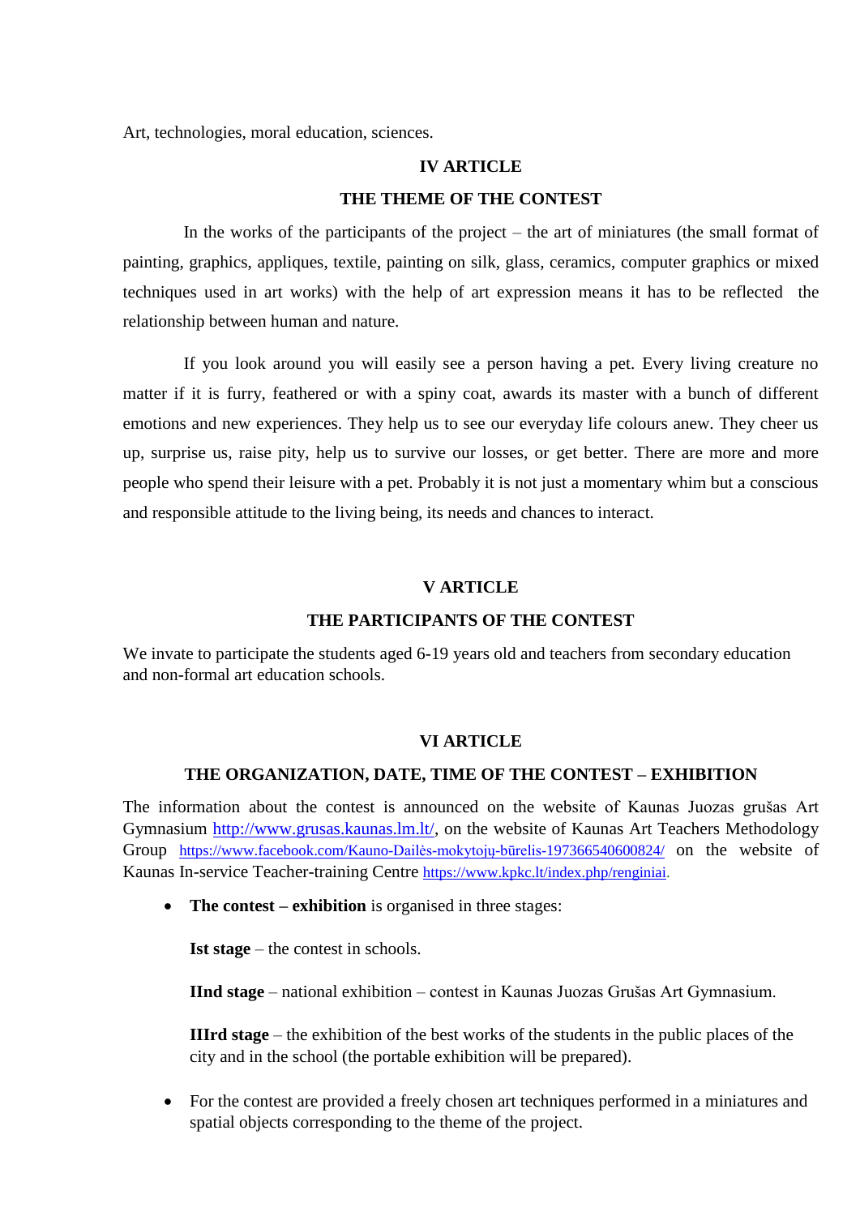Art, technologies, moral education, sciences.

## IV ARTICLE

## THE THEME OF THE CONTEST

In the works of the participants of the project – the art of miniatures (the small format of painting, graphics, appliques, textile, painting on silk, glass, ceramics, computer graphics or mixed techniques used in art works) with the help of art expression means it has to be reflected the relationship between human and nature.

If you look around you will easily see a person having a pet. Every living creature no matter if it is furry, feathered or with a spiny coat, awards its master with a bunch of different emotions and new experiences. They help us to see our everyday life colours anew. They cheer us up, surprise us, raise pity, help us to survive our losses, or get better. There are more and more people who spend their leisure with a pet. Probably it is not just a momentary whim but a conscious and responsible attitude to the living being, its needs and chances to interact.

## V ARTICLE

## THE PARTICIPANTS OF THE CONTEST

We invate to participate the students aged 6-19 years old and teachers from secondary education and non-formal art education schools.

## VI ARTICLE

## THE ORGANIZATION, DATE, TIME OF THE CONTEST – EXHIBITION

The information about the contest is announced on the website of Kaunas Juozas grušas Art Gymnasium http://www.grusas.kaunas.lm.lt/, on the website of Kaunas Art Teachers Methodology Group https://www.facebook.com/Kauno-Dailės-mokytojų-būrelis-197366540600824/ on the website of Kaunas In-service Teacher-training Centre https://www.kpkc.lt/index.php/renginiai.

- **The contest – exhibition** is organised in three stages:

  **Ist stage** – the contest in schools.

  **IInd stage** – national exhibition – contest in Kaunas Juozas Grušas Art Gymnasium.

  **IIIrd stage** – the exhibition of the best works of the students in the public places of the city and in the school (the portable exhibition will be prepared).

- For the contest are provided a freely chosen art techniques performed in a miniatures and spatial objects corresponding to the theme of the project.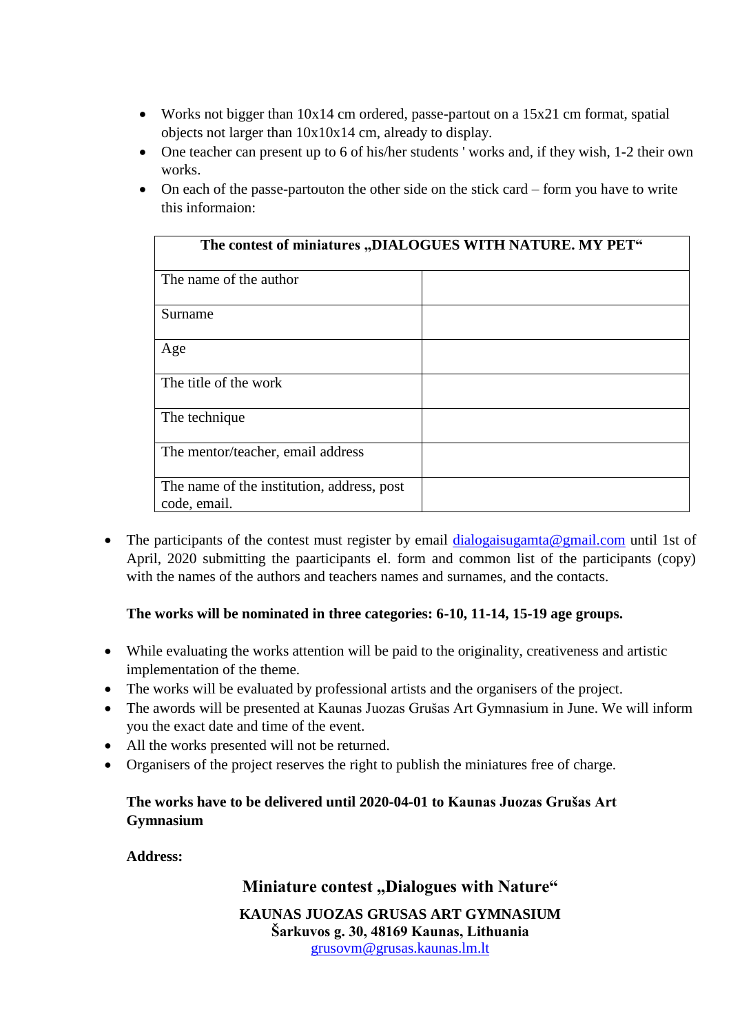- Works not bigger than 10x14 cm ordered, passe-partout on a 15x21 cm format, spatial objects not larger than 10x10x14 cm, already to display.
- One teacher can present up to 6 of his/her students ' works and, if they wish, 1-2 their own works.
- On each of the passe-partouton the other side on the stick card – form you have to write this informaion:

| **The contest of miniatures „DIALOGUES WITH NATURE. MY PET“** | |
|---|---|
| The name of the author | |
| Surname | |
| Age | |
| The title of the work | |
| The technique | |
| The mentor/teacher, email address | |
| The name of the institution, address, post code, email. | |

- The participants of the contest must register by email dialogaisugamta@gmail.com until 1st of April, 2020 submitting the paarticipants el. form and common list of the participants (copy) with the names of the authors and teachers names and surnames, and the contacts.

**The works will be nominated in three categories: 6-10, 11-14, 15-19 age groups.**

- While evaluating the works attention will be paid to the originality, creativeness and artistic implementation of the theme.
- The works will be evaluated by professional artists and the organisers of the project.
- The awords will be presented at Kaunas Juozas Grušas Art Gymnasium in June. We will inform you the exact date and time of the event.
- All the works presented will not be returned.
- Organisers of the project reserves the right to publish the miniatures free of charge.

**The works have to be delivered until 2020-04-01 to Kaunas Juozas Grušas Art Gymnasium**

**Address:**

**Miniature contest „Dialogues with Nature“**

**KAUNAS JUOZAS GRUSAS ART GYMNASIUM**
**Šarkuvos g. 30, 48169 Kaunas, Lithuania**
grusovm@grusas.kaunas.lm.lt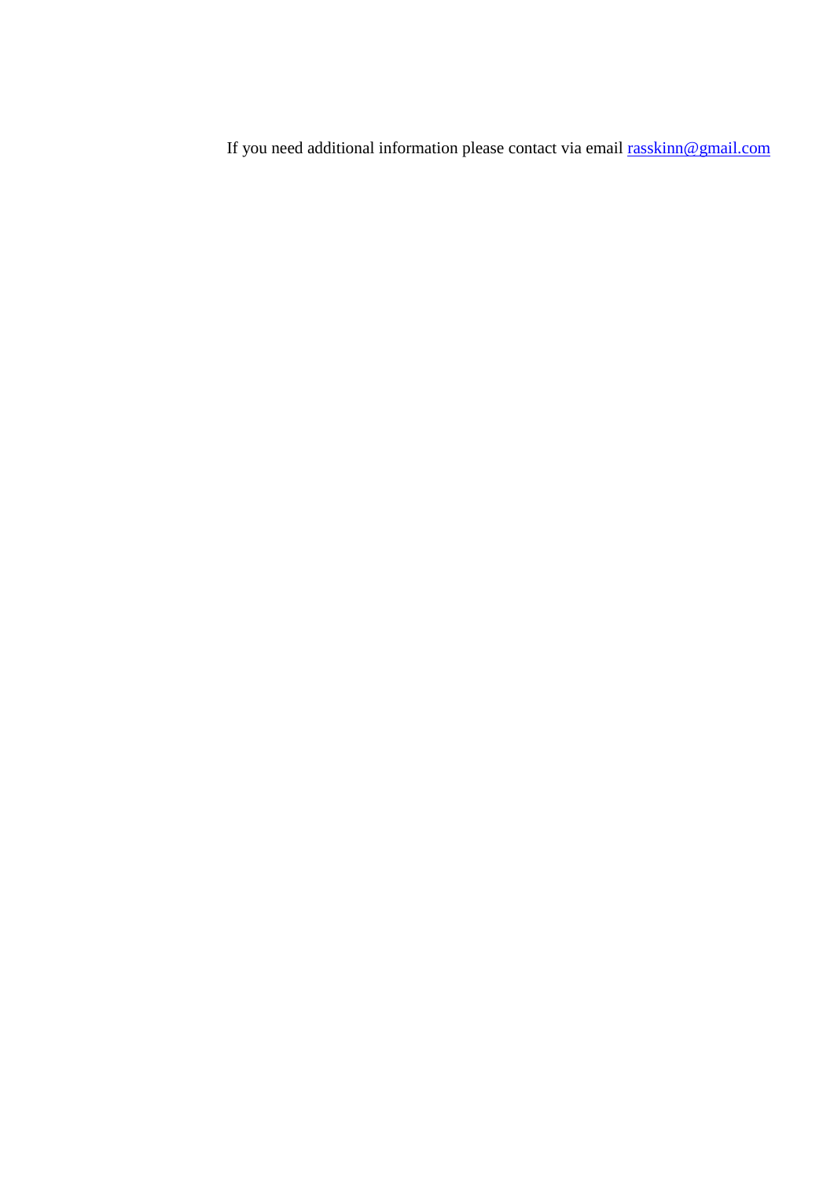If you need additional information please contact via email rasskinn@gmail.com